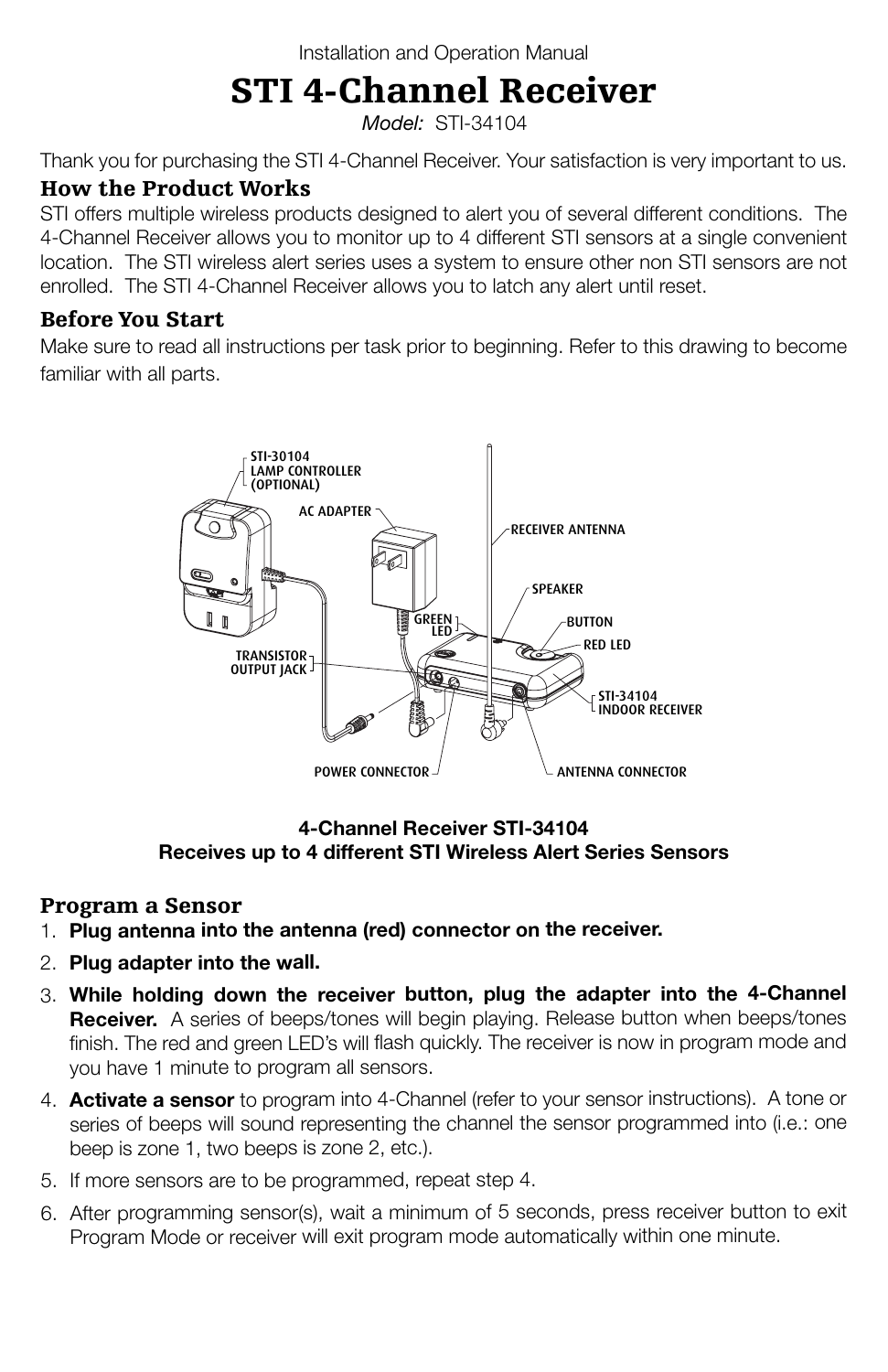Installation and Operation Manual

# STI 4-Channel Receiver

*Model:* STI-34104

Thank you for purchasing the STI 4-Channel Receiver. Your satisfaction is very important to us.

## How the Product Works

STI offers multiple wireless products designed to alert you of several different conditions. The 4-Channel Receiver allows you to monitor up to 4 different STI sensors at a single convenient location. The STI wireless alert series uses a system to ensure other non STI sensors are not enrolled. The STI 4-Channel Receiver allows you to latch any alert until reset.

## Before You Start

Make sure to read all instructions per task prior to beginning. Refer to this drawing to become familiar with all parts.

STI-30104 LAMP CONTROLLER (OPTIONAL)
AC ADAPTER
RECEIVER ANTENNA
SPEAKER
GREEN LED
BUTTON
RED LED
TRANSISTOR OUTPUT JACK
STI-34104 INDOOR RECEIVER
POWER CONNECTOR
ANTENNA CONNECTOR

**4-Channel Receiver STI-34104**
**Receives up to 4 different STI Wireless Alert Series Sensors**

## Program a Sensor

1. **Plug antenna into the antenna (red) connector on the receiver.**
2. **Plug adapter into the wall.**
3. **While holding down the receiver button, plug the adapter into the 4-Channel Receiver.** A series of beeps/tones will begin playing. Release button when beeps/tones finish. The red and green LED's will flash quickly. The receiver is now in program mode and you have 1 minute to program all sensors.
4. **Activate a sensor** to program into 4-Channel (refer to your sensor instructions). A tone or series of beeps will sound representing the channel the sensor programmed into (i.e.: one beep is zone 1, two beeps is zone 2, etc.).
5. If more sensors are to be programmed, repeat step 4.
6. After programming sensor(s), wait a minimum of 5 seconds, press receiver button to exit Program Mode or receiver will exit program mode automatically within one minute.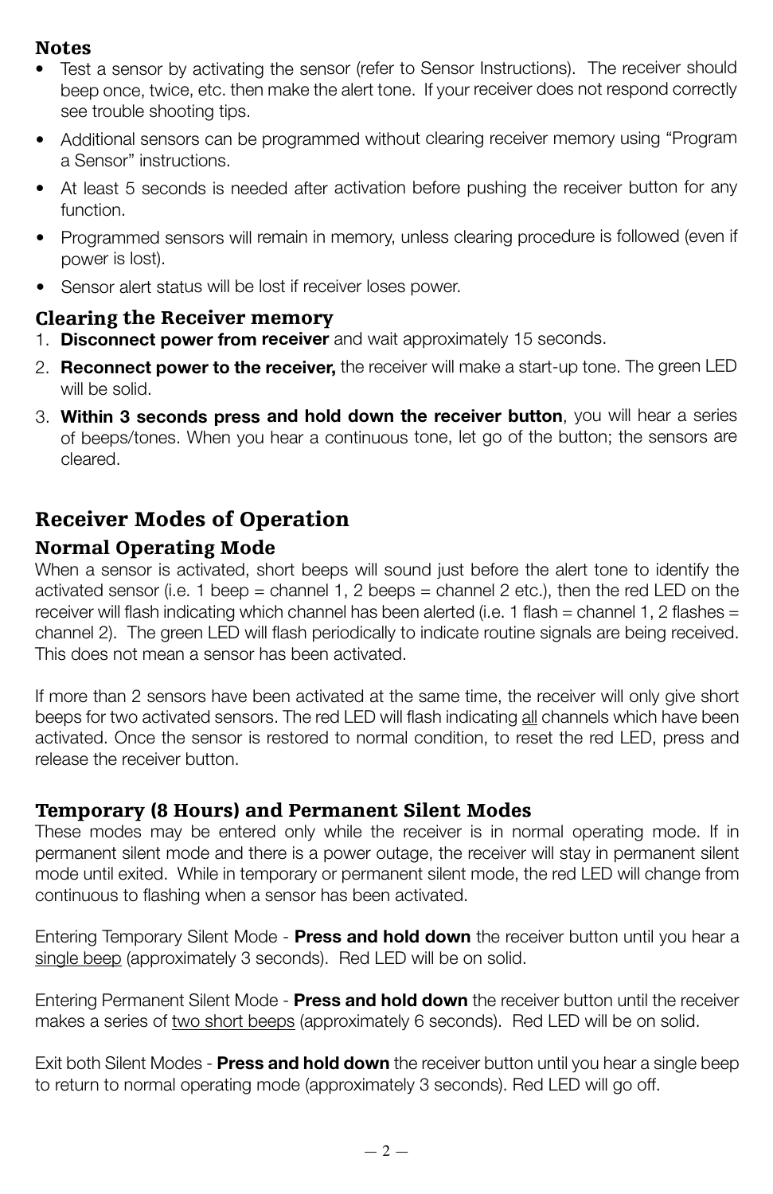## Notes

- Test a sensor by activating the sensor (refer to Sensor Instructions). The receiver should beep once, twice, etc. then make the alert tone. If your receiver does not respond correctly see trouble shooting tips.
- Additional sensors can be programmed without clearing receiver memory using "Program a Sensor" instructions.
- At least 5 seconds is needed after activation before pushing the receiver button for any function.
- Programmed sensors will remain in memory, unless clearing procedure is followed (even if power is lost).
- Sensor alert status will be lost if receiver loses power.

## Clearing the Receiver memory

1. **Disconnect power from receiver** and wait approximately 15 seconds.
2. **Reconnect power to the receiver,** the receiver will make a start-up tone. The green LED will be solid.
3. **Within 3 seconds press and hold down the receiver button**, you will hear a series of beeps/tones. When you hear a continuous tone, let go of the button; the sensors are cleared.

# Receiver Modes of Operation

## Normal Operating Mode

When a sensor is activated, short beeps will sound just before the alert tone to identify the activated sensor (i.e. 1 beep = channel 1, 2 beeps = channel 2 etc.), then the red LED on the receiver will flash indicating which channel has been alerted (i.e. 1 flash = channel 1, 2 flashes = channel 2). The green LED will flash periodically to indicate routine signals are being received. This does not mean a sensor has been activated.

If more than 2 sensors have been activated at the same time, the receiver will only give short beeps for two activated sensors. The red LED will flash indicating <u>all</u> channels which have been activated. Once the sensor is restored to normal condition, to reset the red LED, press and release the receiver button.

## Temporary (8 Hours) and Permanent Silent Modes

These modes may be entered only while the receiver is in normal operating mode. If in permanent silent mode and there is a power outage, the receiver will stay in permanent silent mode until exited. While in temporary or permanent silent mode, the red LED will change from continuous to flashing when a sensor has been activated.

Entering Temporary Silent Mode - **Press and hold down** the receiver button until you hear a <u>single beep</u> (approximately 3 seconds). Red LED will be on solid.

Entering Permanent Silent Mode - **Press and hold down** the receiver button until the receiver makes a series of <u>two short beeps</u> (approximately 6 seconds). Red LED will be on solid.

Exit both Silent Modes - **Press and hold down** the receiver button until you hear a single beep to return to normal operating mode (approximately 3 seconds). Red LED will go off.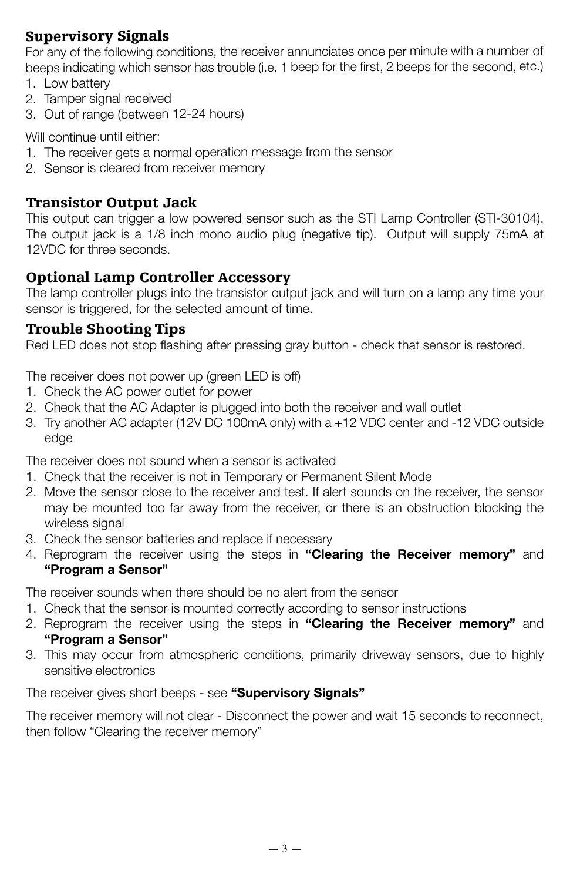## Supervisory Signals

For any of the following conditions, the receiver annunciates once per minute with a number of beeps indicating which sensor has trouble (i.e. 1 beep for the first, 2 beeps for the second, etc.)

1. Low battery
2. Tamper signal received
3. Out of range (between 12-24 hours)

Will continue until either:

1. The receiver gets a normal operation message from the sensor
2. Sensor is cleared from receiver memory

## Transistor Output Jack

This output can trigger a low powered sensor such as the STI Lamp Controller (STI-30104). The output jack is a 1/8 inch mono audio plug (negative tip). Output will supply 75mA at 12VDC for three seconds.

## Optional Lamp Controller Accessory

The lamp controller plugs into the transistor output jack and will turn on a lamp any time your sensor is triggered, for the selected amount of time.

## Trouble Shooting Tips

Red LED does not stop flashing after pressing gray button - check that sensor is restored.

The receiver does not power up (green LED is off)

1. Check the AC power outlet for power
2. Check that the AC Adapter is plugged into both the receiver and wall outlet
3. Try another AC adapter (12V DC 100mA only) with a +12 VDC center and -12 VDC outside edge

The receiver does not sound when a sensor is activated

1. Check that the receiver is not in Temporary or Permanent Silent Mode
2. Move the sensor close to the receiver and test. If alert sounds on the receiver, the sensor may be mounted too far away from the receiver, or there is an obstruction blocking the wireless signal
3. Check the sensor batteries and replace if necessary
4. Reprogram the receiver using the steps in **"Clearing the Receiver memory"** and **"Program a Sensor"**

The receiver sounds when there should be no alert from the sensor

1. Check that the sensor is mounted correctly according to sensor instructions
2. Reprogram the receiver using the steps in **"Clearing the Receiver memory"** and **"Program a Sensor"**
3. This may occur from atmospheric conditions, primarily driveway sensors, due to highly sensitive electronics

The receiver gives short beeps - see **"Supervisory Signals"**

The receiver memory will not clear - Disconnect the power and wait 15 seconds to reconnect, then follow "Clearing the receiver memory"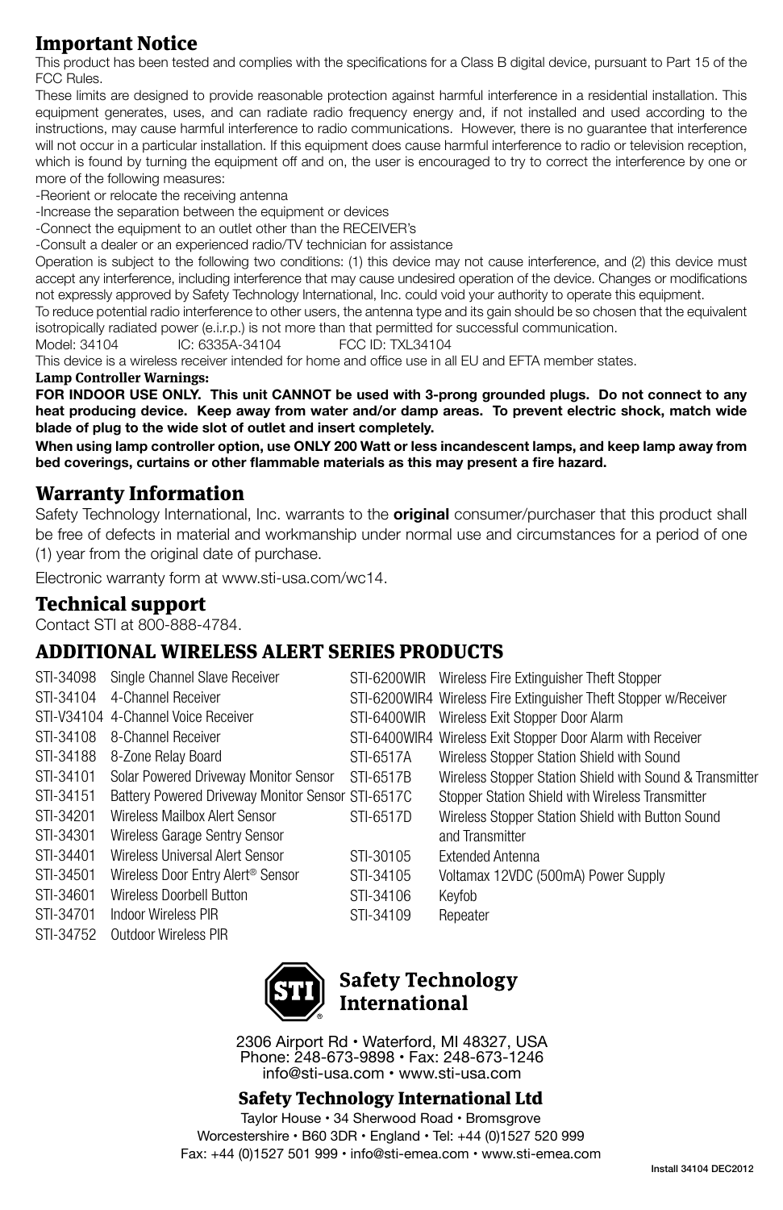## Important Notice

This product has been tested and complies with the specifications for a Class B digital device, pursuant to Part 15 of the FCC Rules.

These limits are designed to provide reasonable protection against harmful interference in a residential installation. This equipment generates, uses, and can radiate radio frequency energy and, if not installed and used according to the instructions, may cause harmful interference to radio communications. However, there is no guarantee that interference will not occur in a particular installation. If this equipment does cause harmful interference to radio or television reception, which is found by turning the equipment off and on, the user is encouraged to try to correct the interference by one or more of the following measures:

-Reorient or relocate the receiving antenna
-Increase the separation between the equipment or devices
-Connect the equipment to an outlet other than the RECEIVER's
-Consult a dealer or an experienced radio/TV technician for assistance

Operation is subject to the following two conditions: (1) this device may not cause interference, and (2) this device must accept any interference, including interference that may cause undesired operation of the device. Changes or modifications not expressly approved by Safety Technology International, Inc. could void your authority to operate this equipment.

To reduce potential radio interference to other users, the antenna type and its gain should be so chosen that the equivalent isotropically radiated power (e.i.r.p.) is not more than that permitted for successful communication.

Model: 34104 IC: 6335A-34104 FCC ID: TXL34104

This device is a wireless receiver intended for home and office use in all EU and EFTA member states.

**Lamp Controller Warnings:**

**FOR INDOOR USE ONLY. This unit CANNOT be used with 3-prong grounded plugs. Do not connect to any heat producing device. Keep away from water and/or damp areas. To prevent electric shock, match wide blade of plug to the wide slot of outlet and insert completely.**

**When using lamp controller option, use ONLY 200 Watt or less incandescent lamps, and keep lamp away from bed coverings, curtains or other flammable materials as this may present a fire hazard.**

## Warranty Information

Safety Technology International, Inc. warrants to the **original** consumer/purchaser that this product shall be free of defects in material and workmanship under normal use and circumstances for a period of one (1) year from the original date of purchase.

Electronic warranty form at www.sti-usa.com/wc14.

## Technical support

Contact STI at 800-888-4784.

## ADDITIONAL WIRELESS ALERT SERIES PRODUCTS

| | |
|---|---|
| STI-34098 | Single Channel Slave Receiver |
| STI-34104 | 4-Channel Receiver |
| STI-V34104 | 4-Channel Voice Receiver |
| STI-34108 | 8-Channel Receiver |
| STI-34188 | 8-Zone Relay Board |
| STI-34101 | Solar Powered Driveway Monitor Sensor |
| STI-34151 | Battery Powered Driveway Monitor Sensor |
| STI-34201 | Wireless Mailbox Alert Sensor |
| STI-34301 | Wireless Garage Sentry Sensor |
| STI-34401 | Wireless Universal Alert Sensor |
| STI-34501 | Wireless Door Entry Alert® Sensor |
| STI-34601 | Wireless Doorbell Button |
| STI-34701 | Indoor Wireless PIR |
| STI-34752 | Outdoor Wireless PIR |
| STI-6200WIR | Wireless Fire Extinguisher Theft Stopper |
| STI-6200WIR4 | Wireless Fire Extinguisher Theft Stopper w/Receiver |
| STI-6400WIR | Wireless Exit Stopper Door Alarm |
| STI-6400WIR4 | Wireless Exit Stopper Door Alarm with Receiver |
| STI-6517A | Wireless Stopper Station Shield with Sound |
| STI-6517B | Wireless Stopper Station Shield with Sound & Transmitter |
| STI-6517C | Stopper Station Shield with Wireless Transmitter |
| STI-6517D | Wireless Stopper Station Shield with Button Sound and Transmitter |
| STI-30105 | Extended Antenna |
| STI-34105 | Voltamax 12VDC (500mA) Power Supply |
| STI-34106 | Keyfob |
| STI-34109 | Repeater |

**Safety Technology International**

2306 Airport Rd • Waterford, MI 48327, USA
Phone: 248-673-9898 • Fax: 248-673-1246
info@sti-usa.com • www.sti-usa.com

**Safety Technology International Ltd**

Taylor House • 34 Sherwood Road • Bromsgrove
Worcestershire • B60 3DR • England • Tel: +44 (0)1527 520 999
Fax: +44 (0)1527 501 999 • info@sti-emea.com • www.sti-emea.com

Install 34104 DEC2012